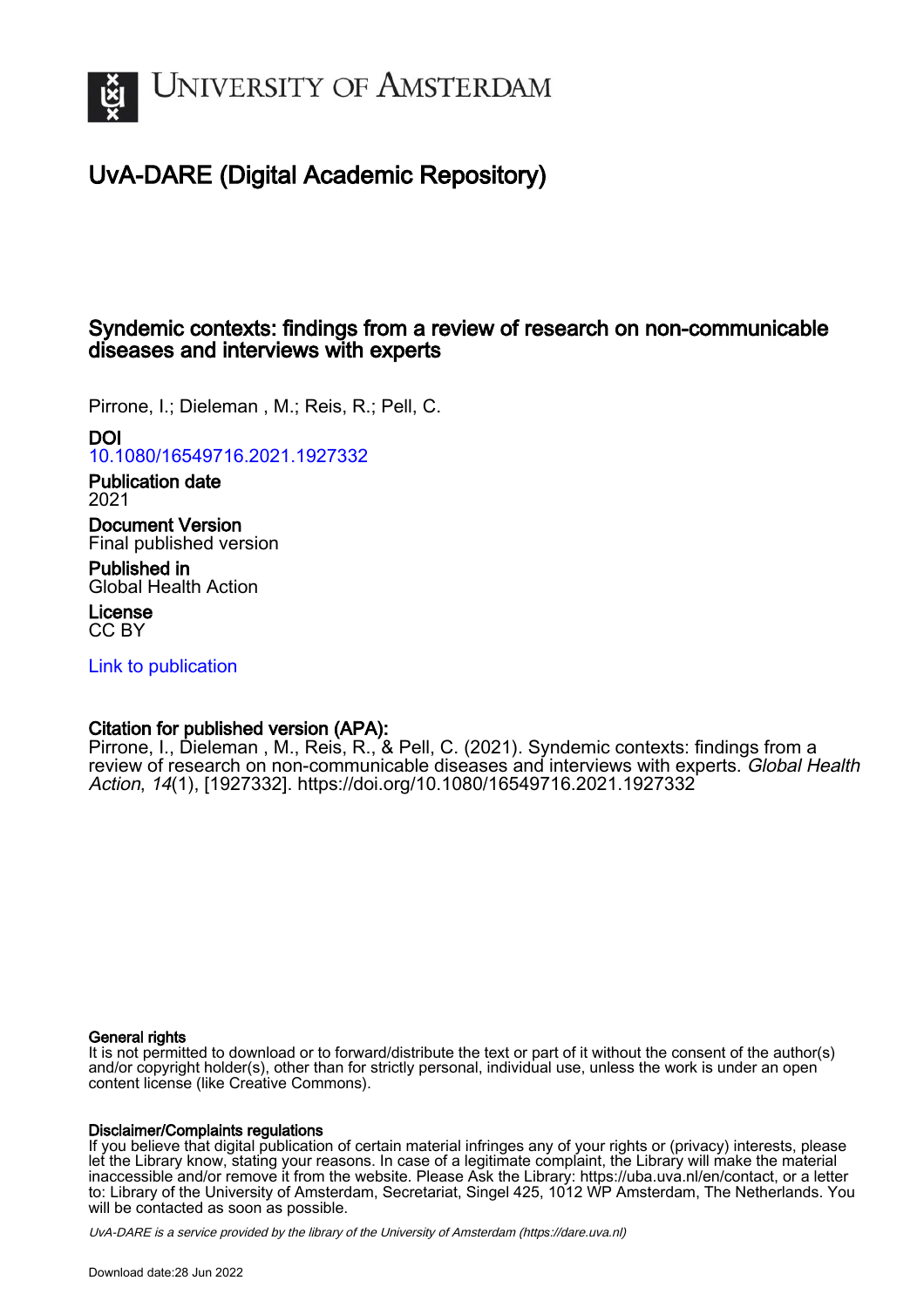# University of Amsterdam

## UvA-DARE (Digital Academic Repository)

### Syndemic contexts: findings from a review of research on non-communicable diseases and interviews with experts

Pirrone, I.; Dieleman , M.; Reis, R.; Pell, C.

**DOI**
10.1080/16549716.2021.1927332

**Publication date**
2021

**Document Version**
Final published version

**Published in**
Global Health Action

**License**
CC BY

Link to publication

**Citation for published version (APA):**
Pirrone, I., Dieleman , M., Reis, R., & Pell, C. (2021). Syndemic contexts: findings from a review of research on non-communicable diseases and interviews with experts. *Global Health Action*, *14*(1), [1927332]. https://doi.org/10.1080/16549716.2021.1927332

**General rights**
It is not permitted to download or to forward/distribute the text or part of it without the consent of the author(s) and/or copyright holder(s), other than for strictly personal, individual use, unless the work is under an open content license (like Creative Commons).

**Disclaimer/Complaints regulations**
If you believe that digital publication of certain material infringes any of your rights or (privacy) interests, please let the Library know, stating your reasons. In case of a legitimate complaint, the Library will make the material inaccessible and/or remove it from the website. Please Ask the Library: https://uba.uva.nl/en/contact, or a letter to: Library of the University of Amsterdam, Secretariat, Singel 425, 1012 WP Amsterdam, The Netherlands. You will be contacted as soon as possible.

UvA-DARE is a service provided by the library of the University of Amsterdam (https://dare.uva.nl)

Download date:28 Jun 2022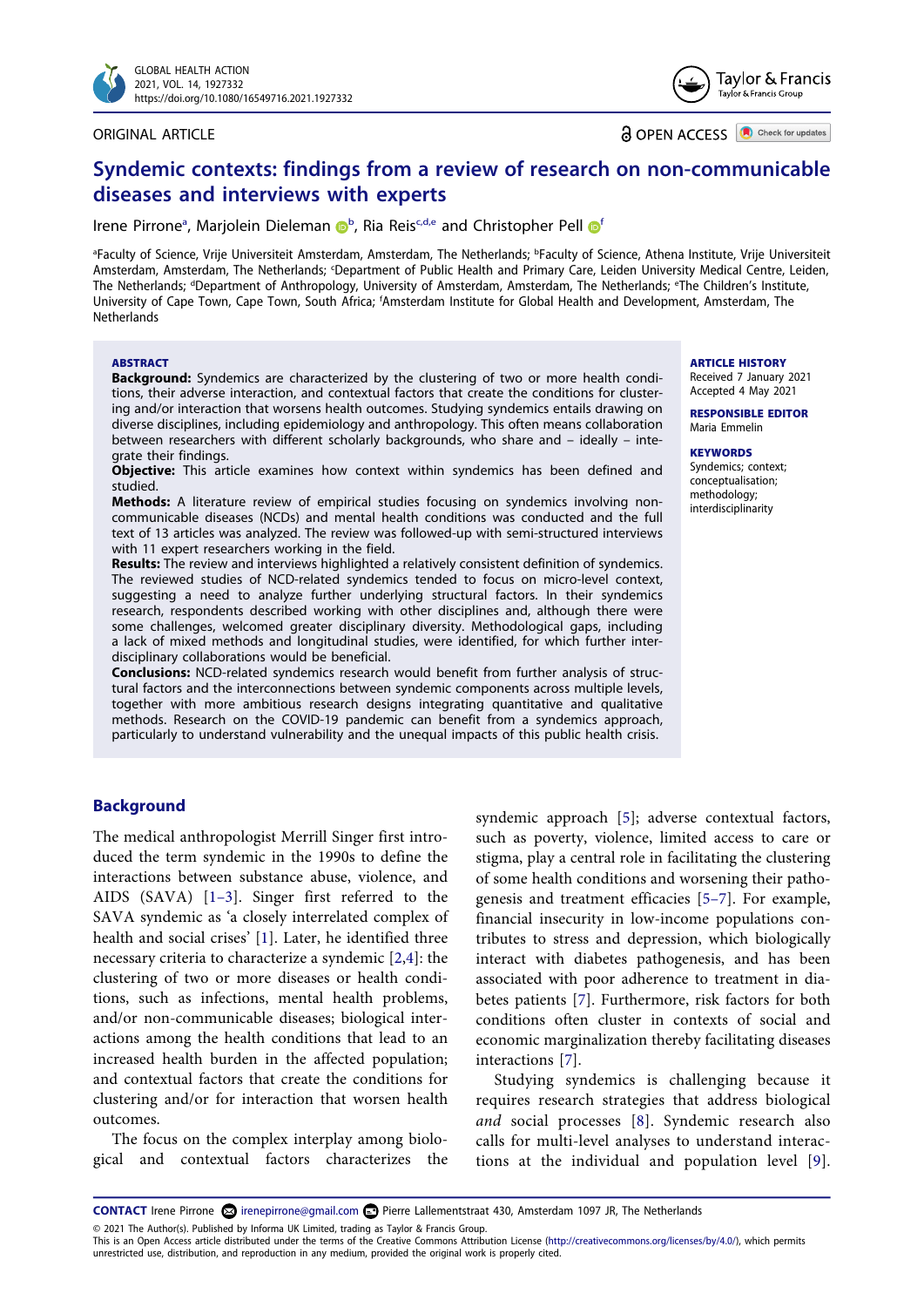ORIGINAL ARTICLE

OPEN ACCESS

# Syndemic contexts: findings from a review of research on non-communicable diseases and interviews with experts

Irene Pirrone[a], Marjolein Dieleman[b], Ria Reis[c,d,e] and Christopher Pell[f]

[a]Faculty of Science, Vrije Universiteit Amsterdam, Amsterdam, The Netherlands; [b]Faculty of Science, Athena Institute, Vrije Universiteit Amsterdam, Amsterdam, The Netherlands; [c]Department of Public Health and Primary Care, Leiden University Medical Centre, Leiden, The Netherlands; [d]Department of Anthropology, University of Amsterdam, Amsterdam, The Netherlands; [e]The Children's Institute, University of Cape Town, Cape Town, South Africa; [f]Amsterdam Institute for Global Health and Development, Amsterdam, The Netherlands

## ABSTRACT

**Background:** Syndemics are characterized by the clustering of two or more health conditions, their adverse interaction, and contextual factors that create the conditions for clustering and/or interaction that worsens health outcomes. Studying syndemics entails drawing on diverse disciplines, including epidemiology and anthropology. This often means collaboration between researchers with different scholarly backgrounds, who share and – ideally – integrate their findings.

**Objective:** This article examines how context within syndemics has been defined and studied.

**Methods:** A literature review of empirical studies focusing on syndemics involving non-communicable diseases (NCDs) and mental health conditions was conducted and the full text of 13 articles was analyzed. The review was followed-up with semi-structured interviews with 11 expert researchers working in the field.

**Results:** The review and interviews highlighted a relatively consistent definition of syndemics. The reviewed studies of NCD-related syndemics tended to focus on micro-level context, suggesting a need to analyze further underlying structural factors. In their syndemics research, respondents described working with other disciplines and, although there were some challenges, welcomed greater disciplinary diversity. Methodological gaps, including a lack of mixed methods and longitudinal studies, were identified, for which further interdisciplinary collaborations would be beneficial.

**Conclusions:** NCD-related syndemics research would benefit from further analysis of structural factors and the interconnections between syndemic components across multiple levels, together with more ambitious research designs integrating quantitative and qualitative methods. Research on the COVID-19 pandemic can benefit from a syndemics approach, particularly to understand vulnerability and the unequal impacts of this public health crisis.

**ARTICLE HISTORY**
Received 7 January 2021
Accepted 4 May 2021

**RESPONSIBLE EDITOR**
Maria Emmelin

**KEYWORDS**
Syndemics; context; conceptualisation; methodology; interdisciplinarity

## Background

The medical anthropologist Merrill Singer first introduced the term syndemic in the 1990s to define the interactions between substance abuse, violence, and AIDS (SAVA) [1–3]. Singer first referred to the SAVA syndemic as 'a closely interrelated complex of health and social crises' [1]. Later, he identified three necessary criteria to characterize a syndemic [2,4]: the clustering of two or more diseases or health conditions, such as infections, mental health problems, and/or non-communicable diseases; biological interactions among the health conditions that lead to an increased health burden in the affected population; and contextual factors that create the conditions for clustering and/or for interaction that worsen health outcomes.

The focus on the complex interplay among biological and contextual factors characterizes the syndemic approach [5]; adverse contextual factors, such as poverty, violence, limited access to care or stigma, play a central role in facilitating the clustering of some health conditions and worsening their pathogenesis and treatment efficacies [5–7]. For example, financial insecurity in low-income populations contributes to stress and depression, which biologically interact with diabetes pathogenesis, and has been associated with poor adherence to treatment in diabetes patients [7]. Furthermore, risk factors for both conditions often cluster in contexts of social and economic marginalization thereby facilitating diseases interactions [7].

Studying syndemics is challenging because it requires research strategies that address biological *and* social processes [8]. Syndemic research also calls for multi-level analyses to understand interactions at the individual and population level [9].

**CONTACT** Irene Pirrone irenepirrone@gmail.com Pierre Lallementstraat 430, Amsterdam 1097 JR, The Netherlands

© 2021 The Author(s). Published by Informa UK Limited, trading as Taylor & Francis Group.
This is an Open Access article distributed under the terms of the Creative Commons Attribution License (http://creativecommons.org/licenses/by/4.0/), which permits unrestricted use, distribution, and reproduction in any medium, provided the original work is properly cited.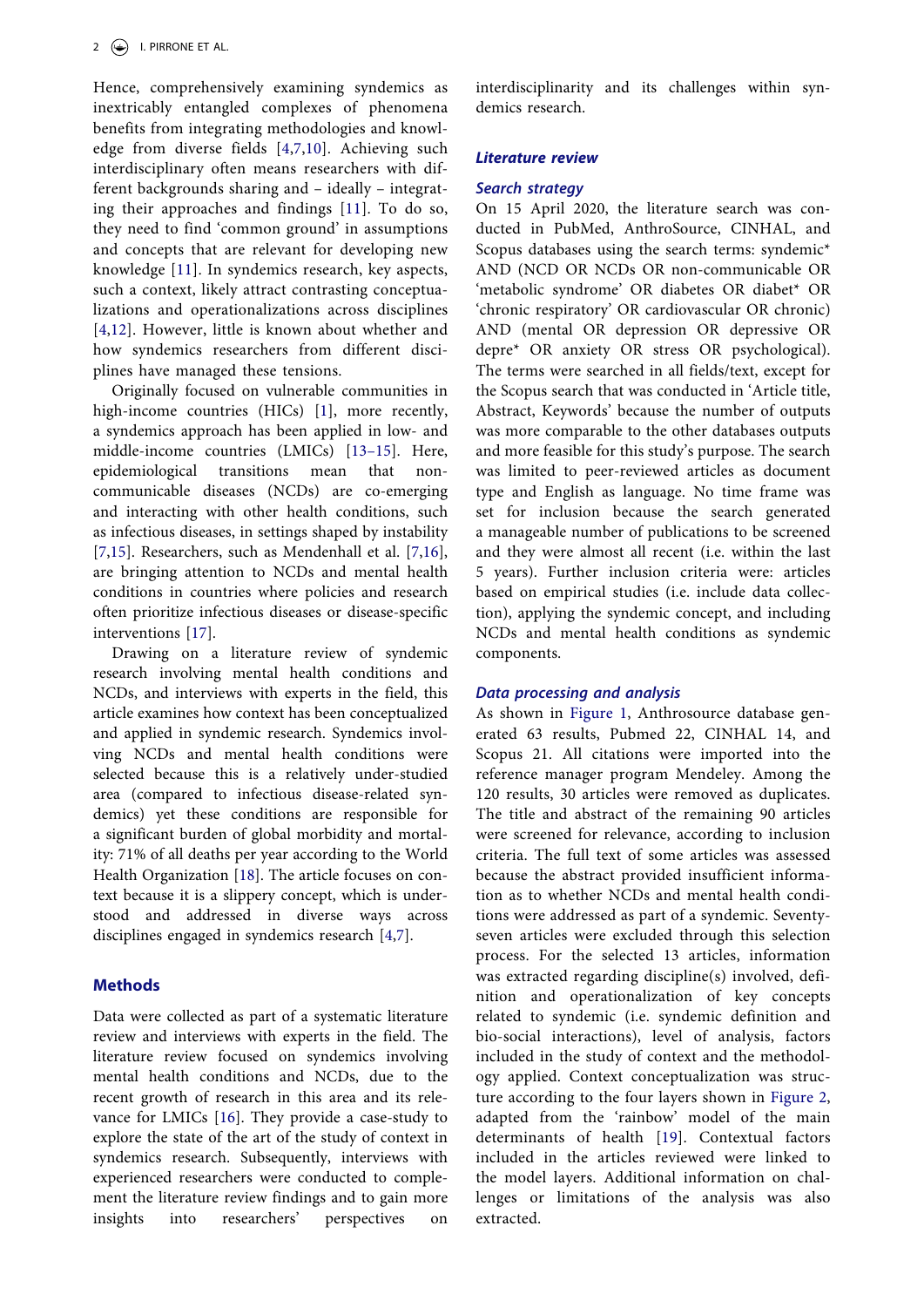Hence, comprehensively examining syndemics as inextricably entangled complexes of phenomena benefits from integrating methodologies and knowledge from diverse fields [4,7,10]. Achieving such interdisciplinary often means researchers with different backgrounds sharing and – ideally – integrating their approaches and findings [11]. To do so, they need to find 'common ground' in assumptions and concepts that are relevant for developing new knowledge [11]. In syndemics research, key aspects, such a context, likely attract contrasting conceptualizations and operationalizations across disciplines [4,12]. However, little is known about whether and how syndemics researchers from different disciplines have managed these tensions.

Originally focused on vulnerable communities in high-income countries (HICs) [1], more recently, a syndemics approach has been applied in low- and middle-income countries (LMICs) [13–15]. Here, epidemiological transitions mean that non-communicable diseases (NCDs) are co-emerging and interacting with other health conditions, such as infectious diseases, in settings shaped by instability [7,15]. Researchers, such as Mendenhall et al. [7,16], are bringing attention to NCDs and mental health conditions in countries where policies and research often prioritize infectious diseases or disease-specific interventions [17].

Drawing on a literature review of syndemic research involving mental health conditions and NCDs, and interviews with experts in the field, this article examines how context has been conceptualized and applied in syndemic research. Syndemics involving NCDs and mental health conditions were selected because this is a relatively under-studied area (compared to infectious disease-related syndemics) yet these conditions are responsible for a significant burden of global morbidity and mortality: 71% of all deaths per year according to the World Health Organization [18]. The article focuses on context because it is a slippery concept, which is understood and addressed in diverse ways across disciplines engaged in syndemics research [4,7].

## Methods

Data were collected as part of a systematic literature review and interviews with experts in the field. The literature review focused on syndemics involving mental health conditions and NCDs, due to the recent growth of research in this area and its relevance for LMICs [16]. They provide a case-study to explore the state of the art of the study of context in syndemics research. Subsequently, interviews with experienced researchers were conducted to complement the literature review findings and to gain more insights into researchers' perspectives on interdisciplinarity and its challenges within syndemics research.

### *Literature review*

#### *Search strategy*

On 15 April 2020, the literature search was conducted in PubMed, AnthroSource, CINHAL, and Scopus databases using the search terms: syndemic* AND (NCD OR NCDs OR non-communicable OR 'metabolic syndrome' OR diabetes OR diabet* OR 'chronic respiratory' OR cardiovascular OR chronic) AND (mental OR depression OR depressive OR depre* OR anxiety OR stress OR psychological). The terms were searched in all fields/text, except for the Scopus search that was conducted in 'Article title, Abstract, Keywords' because the number of outputs was more comparable to the other databases outputs and more feasible for this study's purpose. The search was limited to peer-reviewed articles as document type and English as language. No time frame was set for inclusion because the search generated a manageable number of publications to be screened and they were almost all recent (i.e. within the last 5 years). Further inclusion criteria were: articles based on empirical studies (i.e. include data collection), applying the syndemic concept, and including NCDs and mental health conditions as syndemic components.

#### *Data processing and analysis*

As shown in Figure 1, Anthrosource database generated 63 results, Pubmed 22, CINHAL 14, and Scopus 21. All citations were imported into the reference manager program Mendeley. Among the 120 results, 30 articles were removed as duplicates. The title and abstract of the remaining 90 articles were screened for relevance, according to inclusion criteria. The full text of some articles was assessed because the abstract provided insufficient information as to whether NCDs and mental health conditions were addressed as part of a syndemic. Seventy-seven articles were excluded through this selection process. For the selected 13 articles, information was extracted regarding discipline(s) involved, definition and operationalization of key concepts related to syndemic (i.e. syndemic definition and bio-social interactions), level of analysis, factors included in the study of context and the methodology applied. Context conceptualization was structure according to the four layers shown in Figure 2, adapted from the 'rainbow' model of the main determinants of health [19]. Contextual factors included in the articles reviewed were linked to the model layers. Additional information on challenges or limitations of the analysis was also extracted.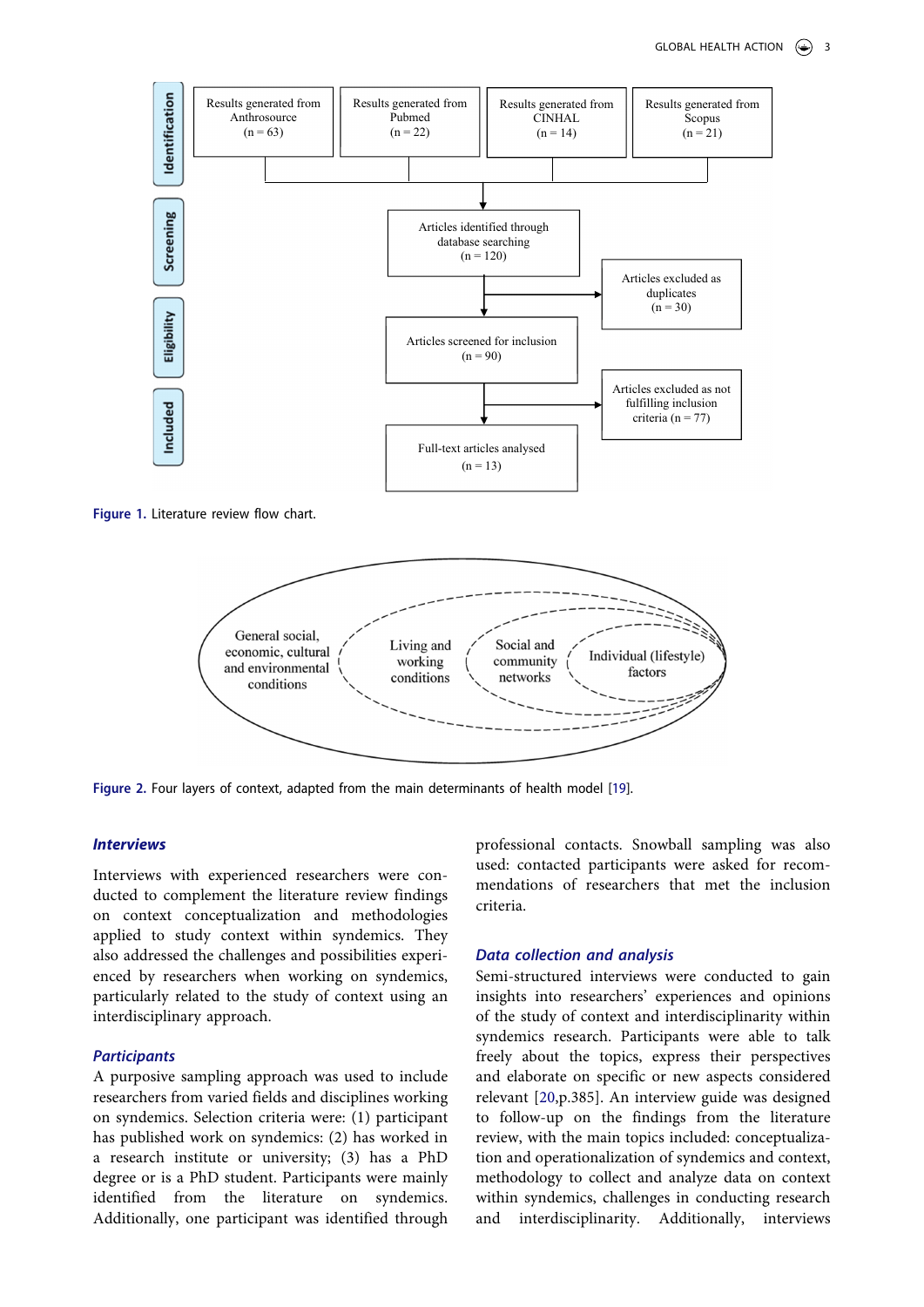Figure 1. Literature review flow chart.

Figure 2. Four layers of context, adapted from the main determinants of health model [19].

### *Interviews*

Interviews with experienced researchers were conducted to complement the literature review findings on context conceptualization and methodologies applied to study context within syndemics. They also addressed the challenges and possibilities experienced by researchers when working on syndemics, particularly related to the study of context using an interdisciplinary approach.

### *Participants*

A purposive sampling approach was used to include researchers from varied fields and disciplines working on syndemics. Selection criteria were: (1) participant has published work on syndemics: (2) has worked in a research institute or university; (3) has a PhD degree or is a PhD student. Participants were mainly identified from the literature on syndemics. Additionally, one participant was identified through professional contacts. Snowball sampling was also used: contacted participants were asked for recommendations of researchers that met the inclusion criteria.

### *Data collection and analysis*

Semi-structured interviews were conducted to gain insights into researchers' experiences and opinions of the study of context and interdisciplinarity within syndemics research. Participants were able to talk freely about the topics, express their perspectives and elaborate on specific or new aspects considered relevant [20,p.385]. An interview guide was designed to follow-up on the findings from the literature review, with the main topics included: conceptualization and operationalization of syndemics and context, methodology to collect and analyze data on context within syndemics, challenges in conducting research and interdisciplinarity. Additionally, interviews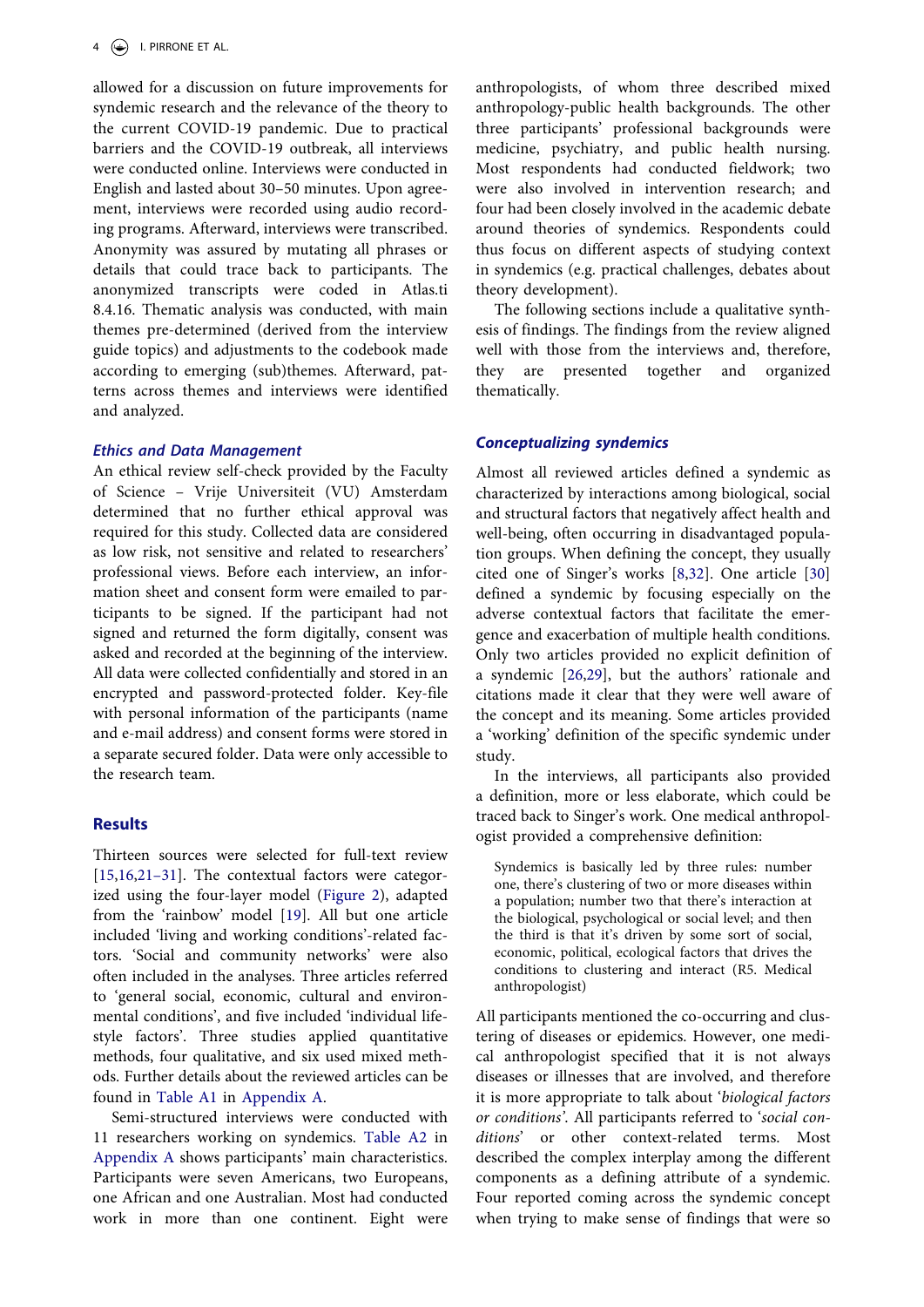allowed for a discussion on future improvements for syndemic research and the relevance of the theory to the current COVID-19 pandemic. Due to practical barriers and the COVID-19 outbreak, all interviews were conducted online. Interviews were conducted in English and lasted about 30–50 minutes. Upon agreement, interviews were recorded using audio recording programs. Afterward, interviews were transcribed. Anonymity was assured by mutating all phrases or details that could trace back to participants. The anonymized transcripts were coded in Atlas.ti 8.4.16. Thematic analysis was conducted, with main themes pre-determined (derived from the interview guide topics) and adjustments to the codebook made according to emerging (sub)themes. Afterward, patterns across themes and interviews were identified and analyzed.

### *Ethics and Data Management*

An ethical review self-check provided by the Faculty of Science – Vrije Universiteit (VU) Amsterdam determined that no further ethical approval was required for this study. Collected data are considered as low risk, not sensitive and related to researchers' professional views. Before each interview, an information sheet and consent form were emailed to participants to be signed. If the participant had not signed and returned the form digitally, consent was asked and recorded at the beginning of the interview. All data were collected confidentially and stored in an encrypted and password-protected folder. Key-file with personal information of the participants (name and e-mail address) and consent forms were stored in a separate secured folder. Data were only accessible to the research team.

## Results

Thirteen sources were selected for full-text review [15,16,21–31]. The contextual factors were categorized using the four-layer model (Figure 2), adapted from the 'rainbow' model [19]. All but one article included 'living and working conditions'-related factors. 'Social and community networks' were also often included in the analyses. Three articles referred to 'general social, economic, cultural and environmental conditions', and five included 'individual lifestyle factors'. Three studies applied quantitative methods, four qualitative, and six used mixed methods. Further details about the reviewed articles can be found in Table A1 in Appendix A.

Semi-structured interviews were conducted with 11 researchers working on syndemics. Table A2 in Appendix A shows participants' main characteristics. Participants were seven Americans, two Europeans, one African and one Australian. Most had conducted work in more than one continent. Eight were anthropologists, of whom three described mixed anthropology-public health backgrounds. The other three participants' professional backgrounds were medicine, psychiatry, and public health nursing. Most respondents had conducted fieldwork; two were also involved in intervention research; and four had been closely involved in the academic debate around theories of syndemics. Respondents could thus focus on different aspects of studying context in syndemics (e.g. practical challenges, debates about theory development).

The following sections include a qualitative synthesis of findings. The findings from the review aligned well with those from the interviews and, therefore, they are presented together and organized thematically.

### *Conceptualizing syndemics*

Almost all reviewed articles defined a syndemic as characterized by interactions among biological, social and structural factors that negatively affect health and well-being, often occurring in disadvantaged population groups. When defining the concept, they usually cited one of Singer's works [8,32]. One article [30] defined a syndemic by focusing especially on the adverse contextual factors that facilitate the emergence and exacerbation of multiple health conditions. Only two articles provided no explicit definition of a syndemic [26,29], but the authors' rationale and citations made it clear that they were well aware of the concept and its meaning. Some articles provided a 'working' definition of the specific syndemic under study.

In the interviews, all participants also provided a definition, more or less elaborate, which could be traced back to Singer's work. One medical anthropologist provided a comprehensive definition:

> Syndemics is basically led by three rules: number one, there's clustering of two or more diseases within a population; number two that there's interaction at the biological, psychological or social level; and then the third is that it's driven by some sort of social, economic, political, ecological factors that drives the conditions to clustering and interact (R5. Medical anthropologist)

All participants mentioned the co-occurring and clustering of diseases or epidemics. However, one medical anthropologist specified that it is not always diseases or illnesses that are involved, and therefore it is more appropriate to talk about '*biological factors or conditions'*. All participants referred to '*social conditions*' or other context-related terms. Most described the complex interplay among the different components as a defining attribute of a syndemic. Four reported coming across the syndemic concept when trying to make sense of findings that were so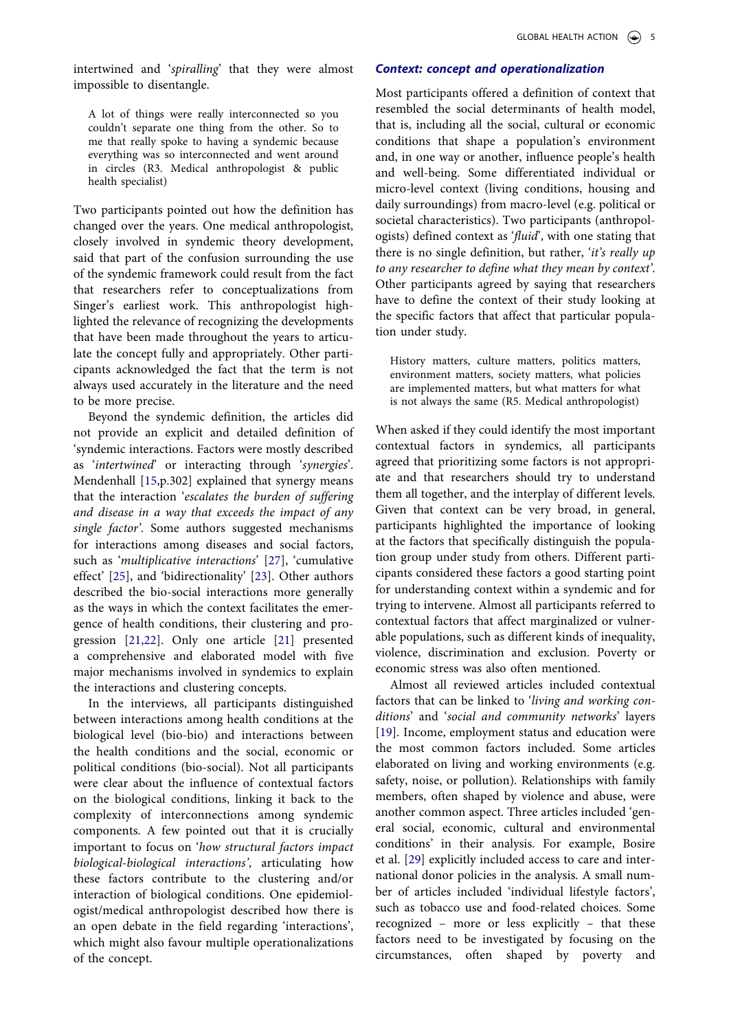intertwined and '*spiralling*' that they were almost impossible to disentangle.

> A lot of things were really interconnected so you couldn't separate one thing from the other. So to me that really spoke to having a syndemic because everything was so interconnected and went around in circles (R3. Medical anthropologist & public health specialist)

Two participants pointed out how the definition has changed over the years. One medical anthropologist, closely involved in syndemic theory development, said that part of the confusion surrounding the use of the syndemic framework could result from the fact that researchers refer to conceptualizations from Singer's earliest work. This anthropologist highlighted the relevance of recognizing the developments that have been made throughout the years to articulate the concept fully and appropriately. Other participants acknowledged the fact that the term is not always used accurately in the literature and the need to be more precise.

Beyond the syndemic definition, the articles did not provide an explicit and detailed definition of 'syndemic interactions. Factors were mostly described as '*intertwined*' or interacting through '*synergies*'. Mendenhall [15,p.302] explained that synergy means that the interaction '*escalates the burden of suffering and disease in a way that exceeds the impact of any single factor*'. Some authors suggested mechanisms for interactions among diseases and social factors, such as '*multiplicative interactions*' [27], 'cumulative effect' [25], and 'bidirectionality' [23]. Other authors described the bio-social interactions more generally as the ways in which the context facilitates the emergence of health conditions, their clustering and progression [21,22]. Only one article [21] presented a comprehensive and elaborated model with five major mechanisms involved in syndemics to explain the interactions and clustering concepts.

In the interviews, all participants distinguished between interactions among health conditions at the biological level (bio-bio) and interactions between the health conditions and the social, economic or political conditions (bio-social). Not all participants were clear about the influence of contextual factors on the biological conditions, linking it back to the complexity of interconnections among syndemic components. A few pointed out that it is crucially important to focus on '*how structural factors impact biological-biological interactions'*, articulating how these factors contribute to the clustering and/or interaction of biological conditions. One epidemiologist/medical anthropologist described how there is an open debate in the field regarding 'interactions', which might also favour multiple operationalizations of the concept.

### *Context: concept and operationalization*

Most participants offered a definition of context that resembled the social determinants of health model, that is, including all the social, cultural or economic conditions that shape a population's environment and, in one way or another, influence people's health and well-being. Some differentiated individual or micro-level context (living conditions, housing and daily surroundings) from macro-level (e.g. political or societal characteristics). Two participants (anthropologists) defined context as '*fluid*', with one stating that there is no single definition, but rather, '*it's really up to any researcher to define what they mean by context*'. Other participants agreed by saying that researchers have to define the context of their study looking at the specific factors that affect that particular population under study.

> History matters, culture matters, politics matters, environment matters, society matters, what policies are implemented matters, but what matters for what is not always the same (R5. Medical anthropologist)

When asked if they could identify the most important contextual factors in syndemics, all participants agreed that prioritizing some factors is not appropriate and that researchers should try to understand them all together, and the interplay of different levels. Given that context can be very broad, in general, participants highlighted the importance of looking at the factors that specifically distinguish the population group under study from others. Different participants considered these factors a good starting point for understanding context within a syndemic and for trying to intervene. Almost all participants referred to contextual factors that affect marginalized or vulnerable populations, such as different kinds of inequality, violence, discrimination and exclusion. Poverty or economic stress was also often mentioned.

Almost all reviewed articles included contextual factors that can be linked to '*living and working conditions*' and '*social and community networks*' layers [19]. Income, employment status and education were the most common factors included. Some articles elaborated on living and working environments (e.g. safety, noise, or pollution). Relationships with family members, often shaped by violence and abuse, were another common aspect. Three articles included 'general social, economic, cultural and environmental conditions' in their analysis. For example, Bosire et al. [29] explicitly included access to care and international donor policies in the analysis. A small number of articles included 'individual lifestyle factors', such as tobacco use and food-related choices. Some recognized – more or less explicitly – that these factors need to be investigated by focusing on the circumstances, often shaped by poverty and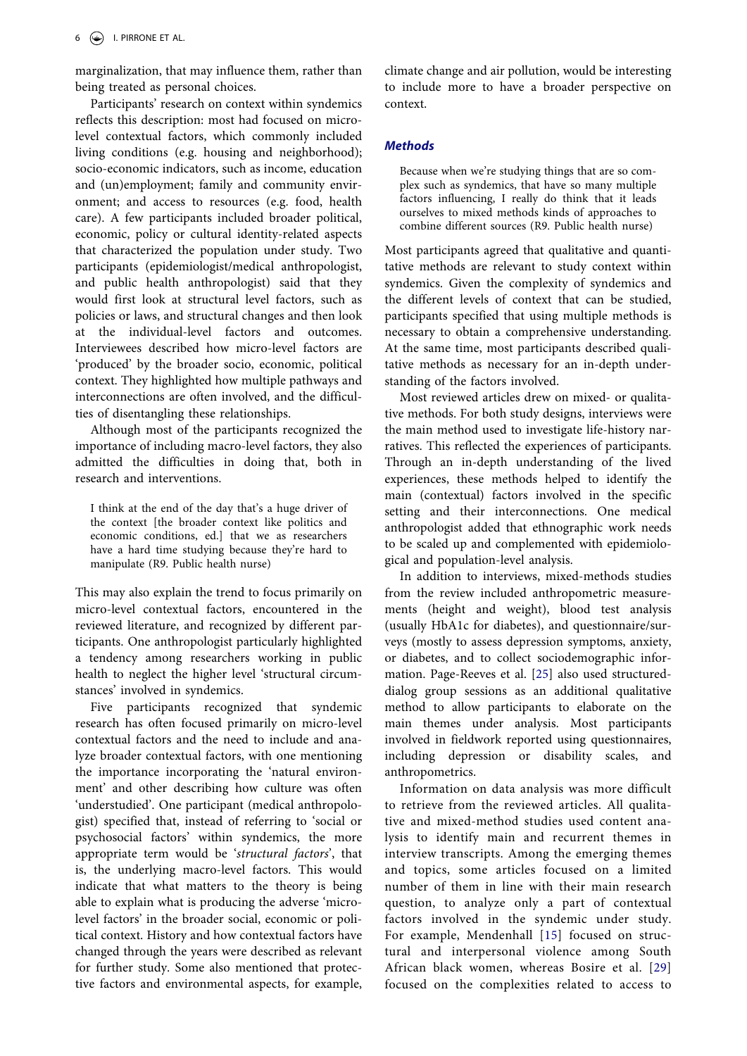marginalization, that may influence them, rather than being treated as personal choices.

Participants' research on context within syndemics reflects this description: most had focused on micro-level contextual factors, which commonly included living conditions (e.g. housing and neighborhood); socio-economic indicators, such as income, education and (un)employment; family and community environment; and access to resources (e.g. food, health care). A few participants included broader political, economic, policy or cultural identity-related aspects that characterized the population under study. Two participants (epidemiologist/medical anthropologist, and public health anthropologist) said that they would first look at structural level factors, such as policies or laws, and structural changes and then look at the individual-level factors and outcomes. Interviewees described how micro-level factors are 'produced' by the broader socio, economic, political context. They highlighted how multiple pathways and interconnections are often involved, and the difficulties of disentangling these relationships.

Although most of the participants recognized the importance of including macro-level factors, they also admitted the difficulties in doing that, both in research and interventions.

> I think at the end of the day that's a huge driver of the context [the broader context like politics and economic conditions, ed.] that we as researchers have a hard time studying because they're hard to manipulate (R9. Public health nurse)

This may also explain the trend to focus primarily on micro-level contextual factors, encountered in the reviewed literature, and recognized by different participants. One anthropologist particularly highlighted a tendency among researchers working in public health to neglect the higher level 'structural circumstances' involved in syndemics.

Five participants recognized that syndemic research has often focused primarily on micro-level contextual factors and the need to include and analyze broader contextual factors, with one mentioning the importance incorporating the 'natural environment' and other describing how culture was often 'understudied'. One participant (medical anthropologist) specified that, instead of referring to 'social or psychosocial factors' within syndemics, the more appropriate term would be '*structural factors*', that is, the underlying macro-level factors. This would indicate that what matters to the theory is being able to explain what is producing the adverse 'micro-level factors' in the broader social, economic or political context. History and how contextual factors have changed through the years were described as relevant for further study. Some also mentioned that protective factors and environmental aspects, for example, climate change and air pollution, would be interesting to include more to have a broader perspective on context.

### *Methods*

> Because when we're studying things that are so complex such as syndemics, that have so many multiple factors influencing, I really do think that it leads ourselves to mixed methods kinds of approaches to combine different sources (R9. Public health nurse)

Most participants agreed that qualitative and quantitative methods are relevant to study context within syndemics. Given the complexity of syndemics and the different levels of context that can be studied, participants specified that using multiple methods is necessary to obtain a comprehensive understanding. At the same time, most participants described qualitative methods as necessary for an in-depth understanding of the factors involved.

Most reviewed articles drew on mixed- or qualitative methods. For both study designs, interviews were the main method used to investigate life-history narratives. This reflected the experiences of participants. Through an in-depth understanding of the lived experiences, these methods helped to identify the main (contextual) factors involved in the specific setting and their interconnections. One medical anthropologist added that ethnographic work needs to be scaled up and complemented with epidemiological and population-level analysis.

In addition to interviews, mixed-methods studies from the review included anthropometric measurements (height and weight), blood test analysis (usually HbA1c for diabetes), and questionnaire/surveys (mostly to assess depression symptoms, anxiety, or diabetes, and to collect sociodemographic information. Page-Reeves et al. [25] also used structured-dialog group sessions as an additional qualitative method to allow participants to elaborate on the main themes under analysis. Most participants involved in fieldwork reported using questionnaires, including depression or disability scales, and anthropometrics.

Information on data analysis was more difficult to retrieve from the reviewed articles. All qualitative and mixed-method studies used content analysis to identify main and recurrent themes in interview transcripts. Among the emerging themes and topics, some articles focused on a limited number of them in line with their main research question, to analyze only a part of contextual factors involved in the syndemic under study. For example, Mendenhall [15] focused on structural and interpersonal violence among South African black women, whereas Bosire et al. [29] focused on the complexities related to access to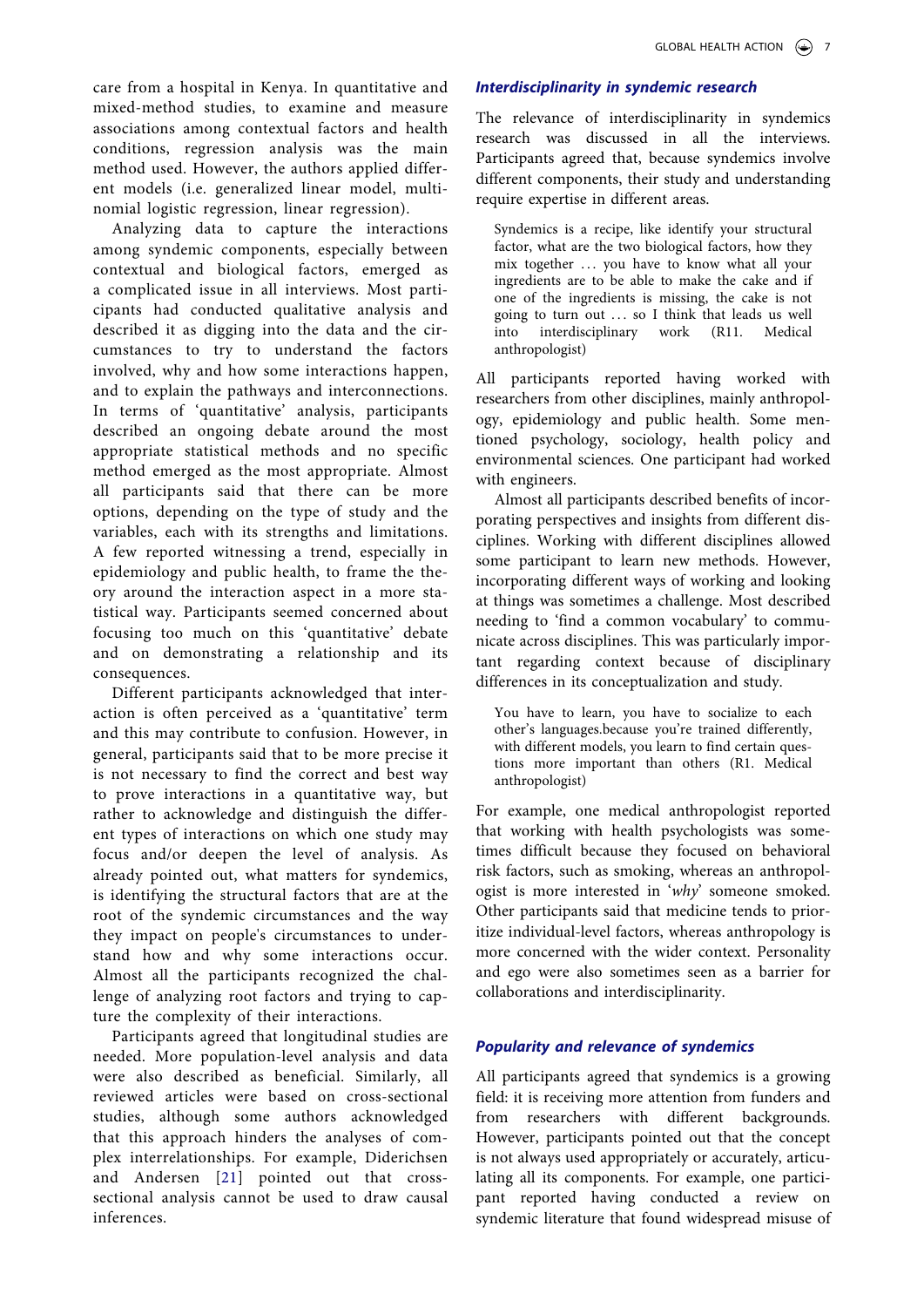care from a hospital in Kenya. In quantitative and mixed-method studies, to examine and measure associations among contextual factors and health conditions, regression analysis was the main method used. However, the authors applied different models (i.e. generalized linear model, multinomial logistic regression, linear regression).

Analyzing data to capture the interactions among syndemic components, especially between contextual and biological factors, emerged as a complicated issue in all interviews. Most participants had conducted qualitative analysis and described it as digging into the data and the circumstances to try to understand the factors involved, why and how some interactions happen, and to explain the pathways and interconnections. In terms of 'quantitative' analysis, participants described an ongoing debate around the most appropriate statistical methods and no specific method emerged as the most appropriate. Almost all participants said that there can be more options, depending on the type of study and the variables, each with its strengths and limitations. A few reported witnessing a trend, especially in epidemiology and public health, to frame the theory around the interaction aspect in a more statistical way. Participants seemed concerned about focusing too much on this 'quantitative' debate and on demonstrating a relationship and its consequences.

Different participants acknowledged that interaction is often perceived as a 'quantitative' term and this may contribute to confusion. However, in general, participants said that to be more precise it is not necessary to find the correct and best way to prove interactions in a quantitative way, but rather to acknowledge and distinguish the different types of interactions on which one study may focus and/or deepen the level of analysis. As already pointed out, what matters for syndemics, is identifying the structural factors that are at the root of the syndemic circumstances and the way they impact on people's circumstances to understand how and why some interactions occur. Almost all the participants recognized the challenge of analyzing root factors and trying to capture the complexity of their interactions.

Participants agreed that longitudinal studies are needed. More population-level analysis and data were also described as beneficial. Similarly, all reviewed articles were based on cross-sectional studies, although some authors acknowledged that this approach hinders the analyses of complex interrelationships. For example, Diderichsen and Andersen [21] pointed out that cross-sectional analysis cannot be used to draw causal inferences.

### *Interdisciplinarity in syndemic research*

The relevance of interdisciplinarity in syndemics research was discussed in all the interviews. Participants agreed that, because syndemics involve different components, their study and understanding require expertise in different areas.

> Syndemics is a recipe, like identify your structural factor, what are the two biological factors, how they mix together … you have to know what all your ingredients are to be able to make the cake and if one of the ingredients is missing, the cake is not going to turn out … so I think that leads us well into interdisciplinary work (R11. Medical anthropologist)

All participants reported having worked with researchers from other disciplines, mainly anthropology, epidemiology and public health. Some mentioned psychology, sociology, health policy and environmental sciences. One participant had worked with engineers.

Almost all participants described benefits of incorporating perspectives and insights from different disciplines. Working with different disciplines allowed some participant to learn new methods. However, incorporating different ways of working and looking at things was sometimes a challenge. Most described needing to 'find a common vocabulary' to communicate across disciplines. This was particularly important regarding context because of disciplinary differences in its conceptualization and study.

> You have to learn, you have to socialize to each other's languages.because you're trained differently, with different models, you learn to find certain questions more important than others (R1. Medical anthropologist)

For example, one medical anthropologist reported that working with health psychologists was sometimes difficult because they focused on behavioral risk factors, such as smoking, whereas an anthropologist is more interested in '*why*' someone smoked. Other participants said that medicine tends to prioritize individual-level factors, whereas anthropology is more concerned with the wider context. Personality and ego were also sometimes seen as a barrier for collaborations and interdisciplinarity.

### *Popularity and relevance of syndemics*

All participants agreed that syndemics is a growing field: it is receiving more attention from funders and from researchers with different backgrounds. However, participants pointed out that the concept is not always used appropriately or accurately, articulating all its components. For example, one participant reported having conducted a review on syndemic literature that found widespread misuse of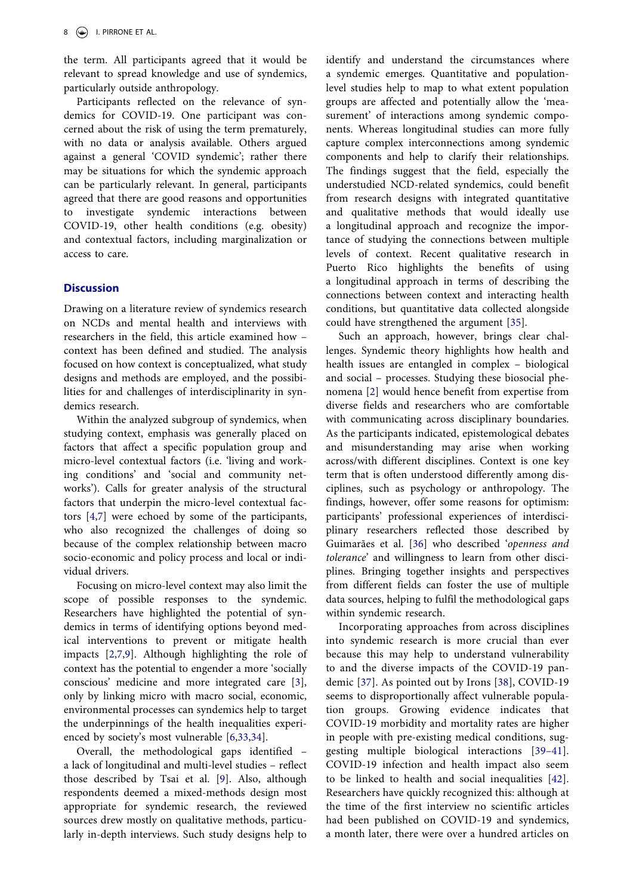the term. All participants agreed that it would be relevant to spread knowledge and use of syndemics, particularly outside anthropology.

Participants reflected on the relevance of syndemics for COVID-19. One participant was concerned about the risk of using the term prematurely, with no data or analysis available. Others argued against a general 'COVID syndemic'; rather there may be situations for which the syndemic approach can be particularly relevant. In general, participants agreed that there are good reasons and opportunities to investigate syndemic interactions between COVID-19, other health conditions (e.g. obesity) and contextual factors, including marginalization or access to care.

## Discussion

Drawing on a literature review of syndemics research on NCDs and mental health and interviews with researchers in the field, this article examined how – context has been defined and studied. The analysis focused on how context is conceptualized, what study designs and methods are employed, and the possibilities for and challenges of interdisciplinarity in syndemics research.

Within the analyzed subgroup of syndemics, when studying context, emphasis was generally placed on factors that affect a specific population group and micro-level contextual factors (i.e. 'living and working conditions' and 'social and community networks'). Calls for greater analysis of the structural factors that underpin the micro-level contextual factors [4,7] were echoed by some of the participants, who also recognized the challenges of doing so because of the complex relationship between macro socio-economic and policy process and local or individual drivers.

Focusing on micro-level context may also limit the scope of possible responses to the syndemic. Researchers have highlighted the potential of syndemics in terms of identifying options beyond medical interventions to prevent or mitigate health impacts [2,7,9]. Although highlighting the role of context has the potential to engender a more 'socially conscious' medicine and more integrated care [3], only by linking micro with macro social, economic, environmental processes can syndemics help to target the underpinnings of the health inequalities experienced by society's most vulnerable [6,33,34].

Overall, the methodological gaps identified – a lack of longitudinal and multi-level studies – reflect those described by Tsai et al. [9]. Also, although respondents deemed a mixed-methods design most appropriate for syndemic research, the reviewed sources drew mostly on qualitative methods, particularly in-depth interviews. Such study designs help to identify and understand the circumstances where a syndemic emerges. Quantitative and population-level studies help to map to what extent population groups are affected and potentially allow the 'measurement' of interactions among syndemic components. Whereas longitudinal studies can more fully capture complex interconnections among syndemic components and help to clarify their relationships. The findings suggest that the field, especially the understudied NCD-related syndemics, could benefit from research designs with integrated quantitative and qualitative methods that would ideally use a longitudinal approach and recognize the importance of studying the connections between multiple levels of context. Recent qualitative research in Puerto Rico highlights the benefits of using a longitudinal approach in terms of describing the connections between context and interacting health conditions, but quantitative data collected alongside could have strengthened the argument [35].

Such an approach, however, brings clear challenges. Syndemic theory highlights how health and health issues are entangled in complex – biological and social – processes. Studying these biosocial phenomena [2] would hence benefit from expertise from diverse fields and researchers who are comfortable with communicating across disciplinary boundaries. As the participants indicated, epistemological debates and misunderstanding may arise when working across/with different disciplines. Context is one key term that is often understood differently among disciplines, such as psychology or anthropology. The findings, however, offer some reasons for optimism: participants' professional experiences of interdisciplinary researchers reflected those described by Guimarães et al. [36] who described '*openness and tolerance*' and willingness to learn from other disciplines. Bringing together insights and perspectives from different fields can foster the use of multiple data sources, helping to fulfil the methodological gaps within syndemic research.

Incorporating approaches from across disciplines into syndemic research is more crucial than ever because this may help to understand vulnerability to and the diverse impacts of the COVID-19 pandemic [37]. As pointed out by Irons [38], COVID-19 seems to disproportionally affect vulnerable population groups. Growing evidence indicates that COVID-19 morbidity and mortality rates are higher in people with pre-existing medical conditions, suggesting multiple biological interactions [39–41]. COVID-19 infection and health impact also seem to be linked to health and social inequalities [42]. Researchers have quickly recognized this: although at the time of the first interview no scientific articles had been published on COVID-19 and syndemics, a month later, there were over a hundred articles on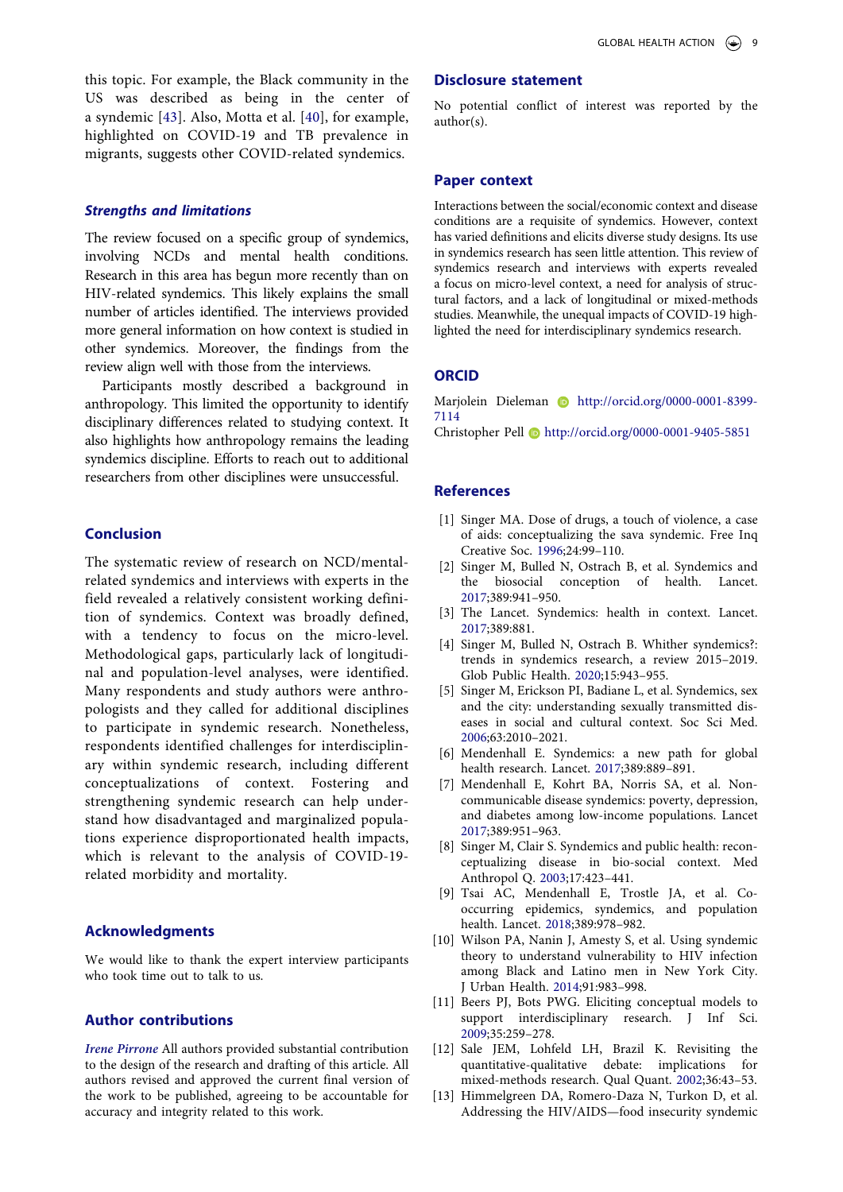this topic. For example, the Black community in the US was described as being in the center of a syndemic [43]. Also, Motta et al. [40], for example, highlighted on COVID-19 and TB prevalence in migrants, suggests other COVID-related syndemics.

### Strengths and limitations

The review focused on a specific group of syndemics, involving NCDs and mental health conditions. Research in this area has begun more recently than on HIV-related syndemics. This likely explains the small number of articles identified. The interviews provided more general information on how context is studied in other syndemics. Moreover, the findings from the review align well with those from the interviews.

Participants mostly described a background in anthropology. This limited the opportunity to identify disciplinary differences related to studying context. It also highlights how anthropology remains the leading syndemics discipline. Efforts to reach out to additional researchers from other disciplines were unsuccessful.

## Conclusion

The systematic review of research on NCD/mental-related syndemics and interviews with experts in the field revealed a relatively consistent working definition of syndemics. Context was broadly defined, with a tendency to focus on the micro-level. Methodological gaps, particularly lack of longitudinal and population-level analyses, were identified. Many respondents and study authors were anthropologists and they called for additional disciplines to participate in syndemic research. Nonetheless, respondents identified challenges for interdisciplinary within syndemic research, including different conceptualizations of context. Fostering and strengthening syndemic research can help understand how disadvantaged and marginalized populations experience disproportionated health impacts, which is relevant to the analysis of COVID-19-related morbidity and mortality.

## Acknowledgments

We would like to thank the expert interview participants who took time out to talk to us.

## Author contributions

*Irene Pirrone* All authors provided substantial contribution to the design of the research and drafting of this article. All authors revised and approved the current final version of the work to be published, agreeing to be accountable for accuracy and integrity related to this work.

## Disclosure statement

No potential conflict of interest was reported by the author(s).

## Paper context

Interactions between the social/economic context and disease conditions are a requisite of syndemics. However, context has varied definitions and elicits diverse study designs. Its use in syndemics research has seen little attention. This review of syndemics research and interviews with experts revealed a focus on micro-level context, a need for analysis of structural factors, and a lack of longitudinal or mixed-methods studies. Meanwhile, the unequal impacts of COVID-19 highlighted the need for interdisciplinary syndemics research.

## ORCID

Marjolein Dieleman http://orcid.org/0000-0001-8399-7114
Christopher Pell http://orcid.org/0000-0001-9405-5851

## References

[1] Singer MA. Dose of drugs, a touch of violence, a case of aids: conceptualizing the sava syndemic. Free Inq Creative Soc. 1996;24:99–110.
[2] Singer M, Bulled N, Ostrach B, et al. Syndemics and the biosocial conception of health. Lancet. 2017;389:941–950.
[3] The Lancet. Syndemics: health in context. Lancet. 2017;389:881.
[4] Singer M, Bulled N, Ostrach B. Whither syndemics?: trends in syndemics research, a review 2015–2019. Glob Public Health. 2020;15:943–955.
[5] Singer M, Erickson PI, Badiane L, et al. Syndemics, sex and the city: understanding sexually transmitted diseases in social and cultural context. Soc Sci Med. 2006;63:2010–2021.
[6] Mendenhall E. Syndemics: a new path for global health research. Lancet. 2017;389:889–891.
[7] Mendenhall E, Kohrt BA, Norris SA, et al. Non-communicable disease syndemics: poverty, depression, and diabetes among low-income populations. Lancet 2017;389:951–963.
[8] Singer M, Clair S. Syndemics and public health: reconceptualizing disease in bio-social context. Med Anthropol Q. 2003;17:423–441.
[9] Tsai AC, Mendenhall E, Trostle JA, et al. Co-occurring epidemics, syndemics, and population health. Lancet. 2018;389:978–982.
[10] Wilson PA, Nanin J, Amesty S, et al. Using syndemic theory to understand vulnerability to HIV infection among Black and Latino men in New York City. J Urban Health. 2014;91:983–998.
[11] Beers PJ, Bots PWG. Eliciting conceptual models to support interdisciplinary research. J Inf Sci. 2009;35:259–278.
[12] Sale JEM, Lohfeld LH, Brazil K. Revisiting the quantitative-qualitative debate: implications for mixed-methods research. Qual Quant. 2002;36:43–53.
[13] Himmelgreen DA, Romero-Daza N, Turkon D, et al. Addressing the HIV/AIDS—food insecurity syndemic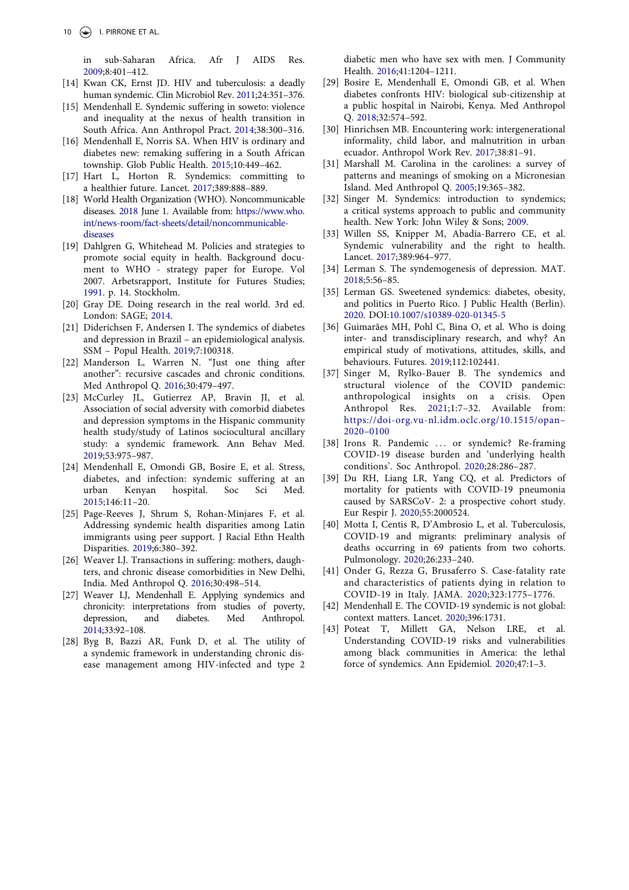in sub-Saharan Africa. Afr J AIDS Res. 2009;8:401–412.

[14] Kwan CK, Ernst JD. HIV and tuberculosis: a deadly human syndemic. Clin Microbiol Rev. 2011;24:351–376.

[15] Mendenhall E. Syndemic suffering in soweto: violence and inequality at the nexus of health transition in South Africa. Ann Anthropol Pract. 2014;38:300–316.

[16] Mendenhall E, Norris SA. When HIV is ordinary and diabetes new: remaking suffering in a South African township. Glob Public Health. 2015;10:449–462.

[17] Hart L, Horton R. Syndemics: committing to a healthier future. Lancet. 2017;389:888–889.

[18] World Health Organization (WHO). Noncommunicable diseases. 2018 June 1. Available from: https://www.who.int/news-room/fact-sheets/detail/noncommunicable-diseases

[19] Dahlgren G, Whitehead M. Policies and strategies to promote social equity in health. Background document to WHO - strategy paper for Europe. Vol 2007. Arbetsrapport, Institute for Futures Studies; 1991. p. 14. Stockholm.

[20] Gray DE. Doing research in the real world. 3rd ed. London: SAGE; 2014.

[21] Diderichsen F, Andersen I. The syndemics of diabetes and depression in Brazil – an epidemiological analysis. SSM – Popul Health. 2019;7:100318.

[22] Manderson L, Warren N. "Just one thing after another": recursive cascades and chronic conditions. Med Anthropol Q. 2016;30:479–497.

[23] McCurley JL, Gutierrez AP, Bravin JI, et al. Association of social adversity with comorbid diabetes and depression symptoms in the Hispanic community health study/study of Latinos sociocultural ancillary study: a syndemic framework. Ann Behav Med. 2019;53:975–987.

[24] Mendenhall E, Omondi GB, Bosire E, et al. Stress, diabetes, and infection: syndemic suffering at an urban Kenyan hospital. Soc Sci Med. 2015;146:11–20.

[25] Page-Reeves J, Shrum S, Rohan-Minjares F, et al. Addressing syndemic health disparities among Latin immigrants using peer support. J Racial Ethn Health Disparities. 2019;6:380–392.

[26] Weaver LJ. Transactions in suffering: mothers, daughters, and chronic disease comorbidities in New Delhi, India. Med Anthropol Q. 2016;30:498–514.

[27] Weaver LJ, Mendenhall E. Applying syndemics and chronicity: interpretations from studies of poverty, depression, and diabetes. Med Anthropol. 2014;33:92–108.

[28] Byg B, Bazzi AR, Funk D, et al. The utility of a syndemic framework in understanding chronic disease management among HIV-infected and type 2 diabetic men who have sex with men. J Community Health. 2016;41:1204–1211.

[29] Bosire E, Mendenhall E, Omondi GB, et al. When diabetes confronts HIV: biological sub-citizenship at a public hospital in Nairobi, Kenya. Med Anthropol Q. 2018;32:574–592.

[30] Hinrichsen MB. Encountering work: intergenerational informality, child labor, and malnutrition in urban ecuador. Anthropol Work Rev. 2017;38:81–91.

[31] Marshall M. Carolina in the carolines: a survey of patterns and meanings of smoking on a Micronesian Island. Med Anthropol Q. 2005;19:365–382.

[32] Singer M. Syndemics: introduction to syndemics; a critical systems approach to public and community health. New York: John Wiley & Sons; 2009.

[33] Willen SS, Knipper M, Abadía-Barrero CE, et al. Syndemic vulnerability and the right to health. Lancet. 2017;389:964–977.

[34] Lerman S. The syndemogenesis of depression. MAT. 2018;5:56–85.

[35] Lerman GS. Sweetened syndemics: diabetes, obesity, and politics in Puerto Rico. J Public Health (Berlin). 2020. DOI:10.1007/s10389-020-01345-5

[36] Guimarães MH, Pohl C, Bina O, et al. Who is doing inter- and transdisciplinary research, and why? An empirical study of motivations, attitudes, skills, and behaviours. Futures. 2019;112:102441.

[37] Singer M, Rylko-Bauer B. The syndemics and structural violence of the COVID pandemic: anthropological insights on a crisis. Open Anthropol Res. 2021;1:7–32. Available from: https://doi-org.vu-nl.idm.oclc.org/10.1515/opan–2020–0100

[38] Irons R. Pandemic … or syndemic? Re-framing COVID-19 disease burden and 'underlying health conditions'. Soc Anthropol. 2020;28:286–287.

[39] Du RH, Liang LR, Yang CQ, et al. Predictors of mortality for patients with COVID-19 pneumonia caused by SARSCoV- 2: a prospective cohort study. Eur Respir J. 2020;55:2000524.

[40] Motta I, Centis R, D'Ambrosio L, et al. Tuberculosis, COVID-19 and migrants: preliminary analysis of deaths occurring in 69 patients from two cohorts. Pulmonology. 2020;26:233–240.

[41] Onder G, Rezza G, Brusaferro S. Case-fatality rate and characteristics of patients dying in relation to COVID-19 in Italy. JAMA. 2020;323:1775–1776.

[42] Mendenhall E. The COVID-19 syndemic is not global: context matters. Lancet. 2020;396:1731.

[43] Poteat T, Millett GA, Nelson LRE, et al. Understanding COVID-19 risks and vulnerabilities among black communities in America: the lethal force of syndemics. Ann Epidemiol. 2020;47:1–3.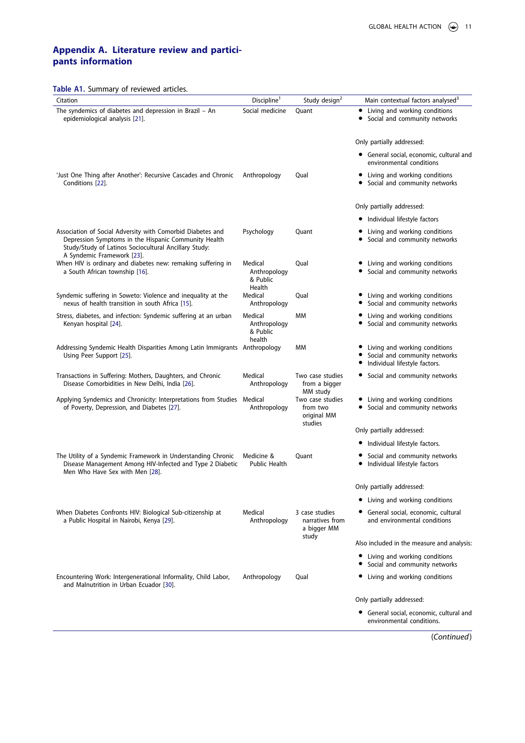## Appendix A. Literature review and participants information

Table A1. Summary of reviewed articles.

| Citation | Discipline[1] | Study design[2] | Main contextual factors analysed[3] |
|---|---|---|---|
| The syndemics of diabetes and depression in Brazil – An epidemiological analysis [21]. | Social medicine | Quant | • Living and working conditions<br>• Social and community networks<br><br>Only partially addressed:<br><br>• General social, economic, cultural and environmental conditions |
| 'Just One Thing after Another': Recursive Cascades and Chronic Conditions [22]. | Anthropology | Qual | • Living and working conditions<br>• Social and community networks<br><br>Only partially addressed:<br><br>• Individual lifestyle factors |
| Association of Social Adversity with Comorbid Diabetes and Depression Symptoms in the Hispanic Community Health Study/Study of Latinos Sociocultural Ancillary Study: A Syndemic Framework [23]. | Psychology | Quant | • Living and working conditions<br>• Social and community networks |
| When HIV is ordinary and diabetes new: remaking suffering in a South African township [16]. | Medical Anthropology & Public Health | Qual | • Living and working conditions<br>• Social and community networks |
| Syndemic suffering in Soweto: Violence and inequality at the nexus of health transition in south Africa [15]. | Medical Anthropology | Qual | • Living and working conditions<br>• Social and community networks |
| Stress, diabetes, and infection: Syndemic suffering at an urban Kenyan hospital [24]. | Medical Anthropology & Public health | MM | • Living and working conditions<br>• Social and community networks |
| Addressing Syndemic Health Disparities Among Latin Immigrants Using Peer Support [25]. | Anthropology | MM | • Living and working conditions<br>• Social and community networks<br>• Individual lifestyle factors. |
| Transactions in Suffering: Mothers, Daughters, and Chronic Disease Comorbidities in New Delhi, India [26]. | Medical Anthropology | Two case studies from a bigger MM study | • Social and community networks |
| Applying Syndemics and Chronicity: Interpretations from Studies of Poverty, Depression, and Diabetes [27]. | Medical Anthropology | Two case studies from two original MM studies | • Living and working conditions<br>• Social and community networks<br><br>Only partially addressed:<br><br>• Individual lifestyle factors. |
| The Utility of a Syndemic Framework in Understanding Chronic Disease Management Among HIV-Infected and Type 2 Diabetic Men Who Have Sex with Men [28]. | Medicine & Public Health | Quant | • Social and community networks<br>• Individual lifestyle factors<br><br>Only partially addressed:<br><br>• Living and working conditions |
| When Diabetes Confronts HIV: Biological Sub-citizenship at a Public Hospital in Nairobi, Kenya [29]. | Medical Anthropology | 3 case studies narratives from a bigger MM study | • General social, economic, cultural and environmental conditions<br><br>Also included in the measure and analysis:<br><br>• Living and working conditions<br>• Social and community networks |
| Encountering Work: Intergenerational Informality, Child Labor, and Malnutrition in Urban Ecuador [30]. | Anthropology | Qual | • Living and working conditions<br><br>Only partially addressed:<br><br>• General social, economic, cultural and environmental conditions. |

(Continued)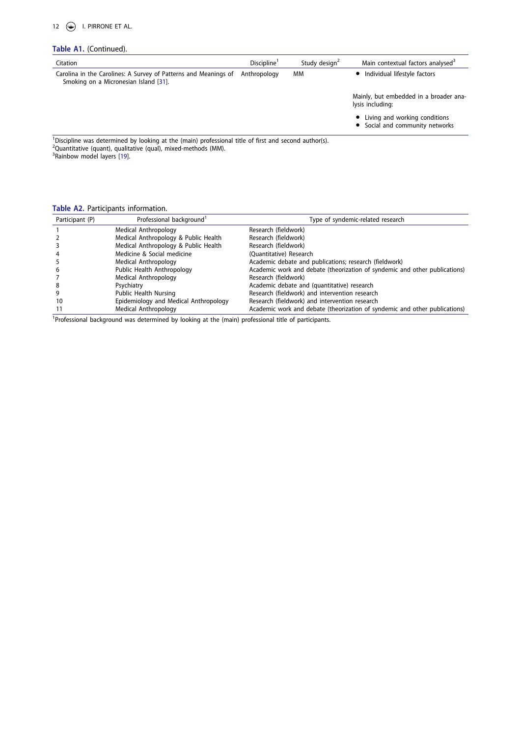**Table A1.** (Continued).

| Citation | Discipline[1] | Study design[2] | Main contextual factors analysed[3] |
|---|---|---|---|
| Carolina in the Carolines: A Survey of Patterns and Meanings of Smoking on a Micronesian Island [31]. | Anthropology | MM | • Individual lifestyle factors<br><br>Mainly, but embedded in a broader analysis including:<br><br>• Living and working conditions<br>• Social and community networks |

[1]Discipline was determined by looking at the (main) professional title of first and second author(s).
[2]Quantitative (quant), qualitative (qual), mixed-methods (MM).
[3]Rainbow model layers [19].

**Table A2.** Participants information.

| Participant (P) | Professional background[1] | Type of syndemic-related research |
|---|---|---|
| 1 | Medical Anthropology | Research (fieldwork) |
| 2 | Medical Anthropology & Public Health | Research (fieldwork) |
| 3 | Medical Anthropology & Public Health | Research (fieldwork) |
| 4 | Medicine & Social medicine | (Quantitative) Research |
| 5 | Medical Anthropology | Academic debate and publications; research (fieldwork) |
| 6 | Public Health Anthropology | Academic work and debate (theorization of syndemic and other publications) |
| 7 | Medical Anthropology | Research (fieldwork) |
| 8 | Psychiatry | Academic debate and (quantitative) research |
| 9 | Public Health Nursing | Research (fieldwork) and intervention research |
| 10 | Epidemiology and Medical Anthropology | Research (fieldwork) and intervention research |
| 11 | Medical Anthropology | Academic work and debate (theorization of syndemic and other publications) |

[1]Professional background was determined by looking at the (main) professional title of participants.